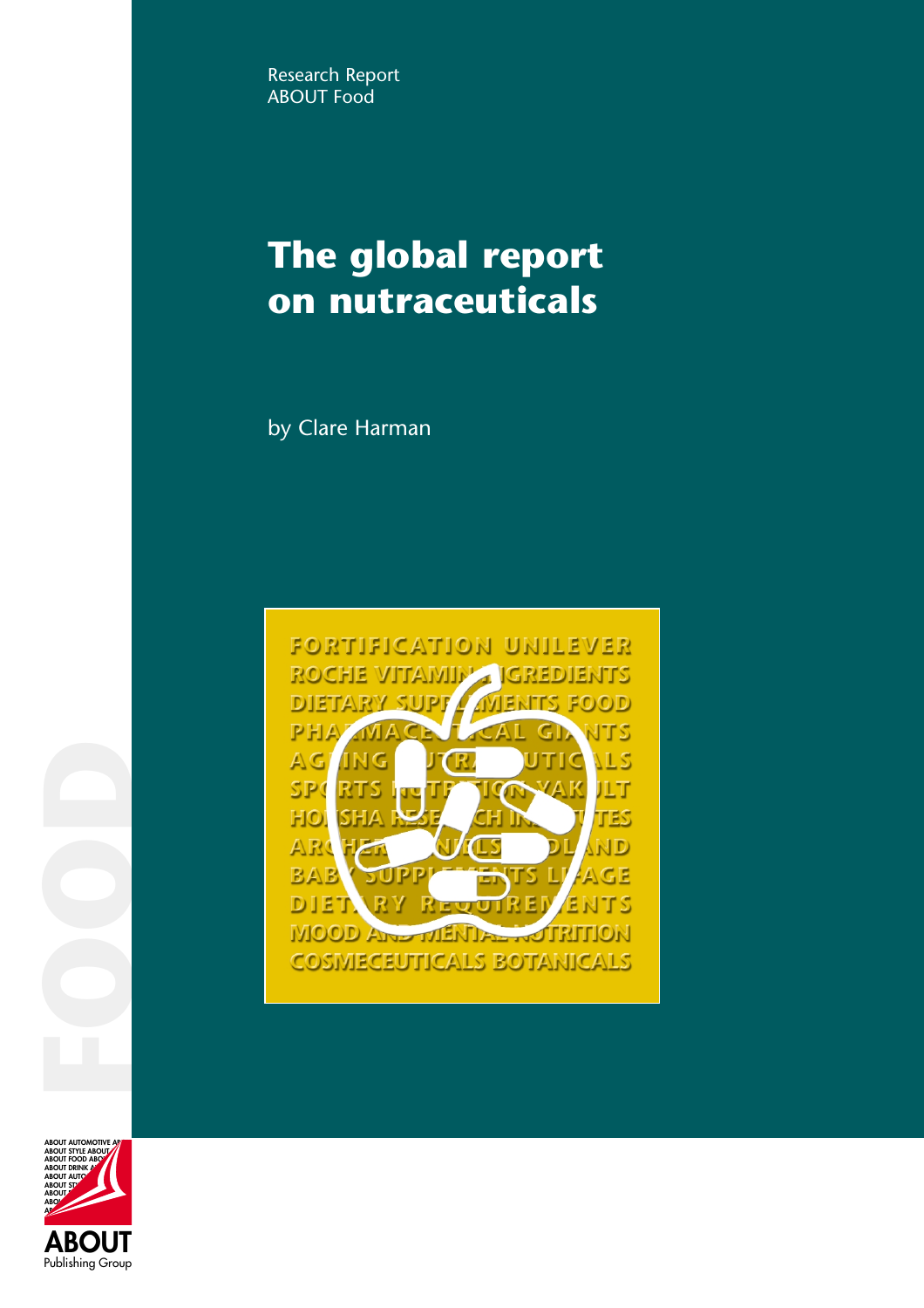Research Report
ABOUT Food

# The global report on nutraceuticals

by Clare Harman

FOOD

ABOUT Publishing Group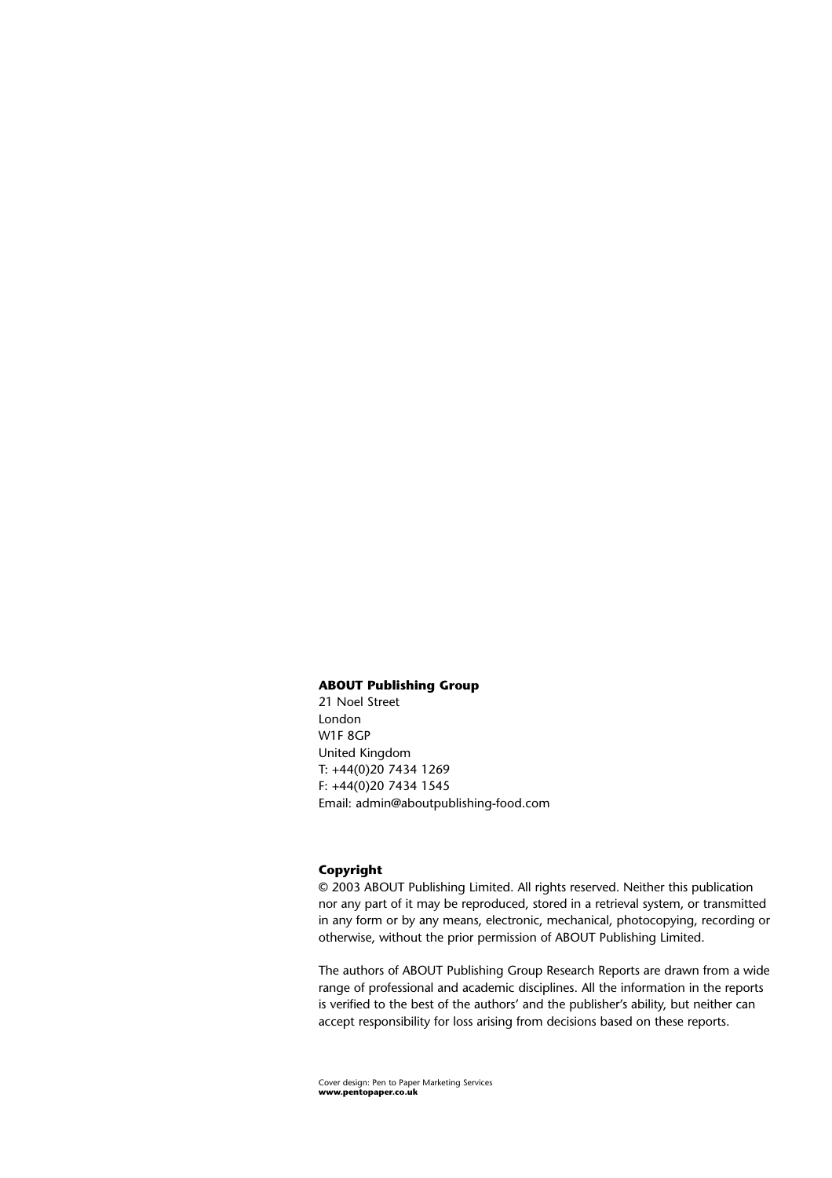**ABOUT Publishing Group**
21 Noel Street
London
W1F 8GP
United Kingdom
T: +44(0)20 7434 1269
F: +44(0)20 7434 1545
Email: admin@aboutpublishing-food.com

**Copyright**

© 2003 ABOUT Publishing Limited. All rights reserved. Neither this publication nor any part of it may be reproduced, stored in a retrieval system, or transmitted in any form or by any means, electronic, mechanical, photocopying, recording or otherwise, without the prior permission of ABOUT Publishing Limited.

The authors of ABOUT Publishing Group Research Reports are drawn from a wide range of professional and academic disciplines. All the information in the reports is verified to the best of the authors' and the publisher's ability, but neither can accept responsibility for loss arising from decisions based on these reports.

Cover design: Pen to Paper Marketing Services
**www.pentopaper.co.uk**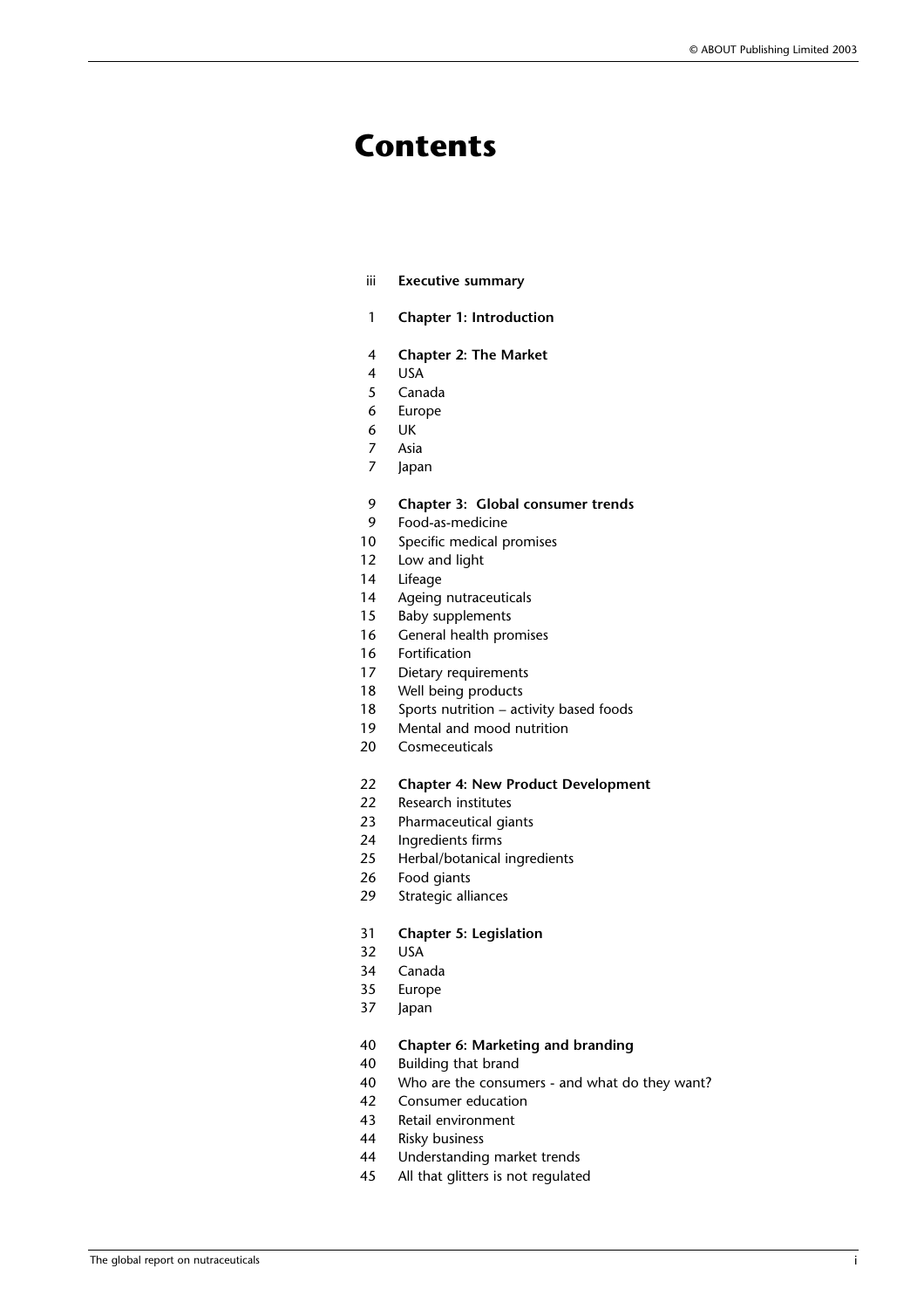# Contents

| | |
|---|---|
| iii | **Executive summary** |
| 1 | **Chapter 1: Introduction** |
| 4 | **Chapter 2: The Market** |
| 4 | USA |
| 5 | Canada |
| 6 | Europe |
| 6 | UK |
| 7 | Asia |
| 7 | Japan |
| 9 | **Chapter 3: Global consumer trends** |
| 9 | Food-as-medicine |
| 10 | Specific medical promises |
| 12 | Low and light |
| 14 | Lifeage |
| 14 | Ageing nutraceuticals |
| 15 | Baby supplements |
| 16 | General health promises |
| 16 | Fortification |
| 17 | Dietary requirements |
| 18 | Well being products |
| 18 | Sports nutrition – activity based foods |
| 19 | Mental and mood nutrition |
| 20 | Cosmeceuticals |
| 22 | **Chapter 4: New Product Development** |
| 22 | Research institutes |
| 23 | Pharmaceutical giants |
| 24 | Ingredients firms |
| 25 | Herbal/botanical ingredients |
| 26 | Food giants |
| 29 | Strategic alliances |
| 31 | **Chapter 5: Legislation** |
| 32 | USA |
| 34 | Canada |
| 35 | Europe |
| 37 | Japan |
| 40 | **Chapter 6: Marketing and branding** |
| 40 | Building that brand |
| 40 | Who are the consumers - and what do they want? |
| 42 | Consumer education |
| 43 | Retail environment |
| 44 | Risky business |
| 44 | Understanding market trends |
| 45 | All that glitters is not regulated |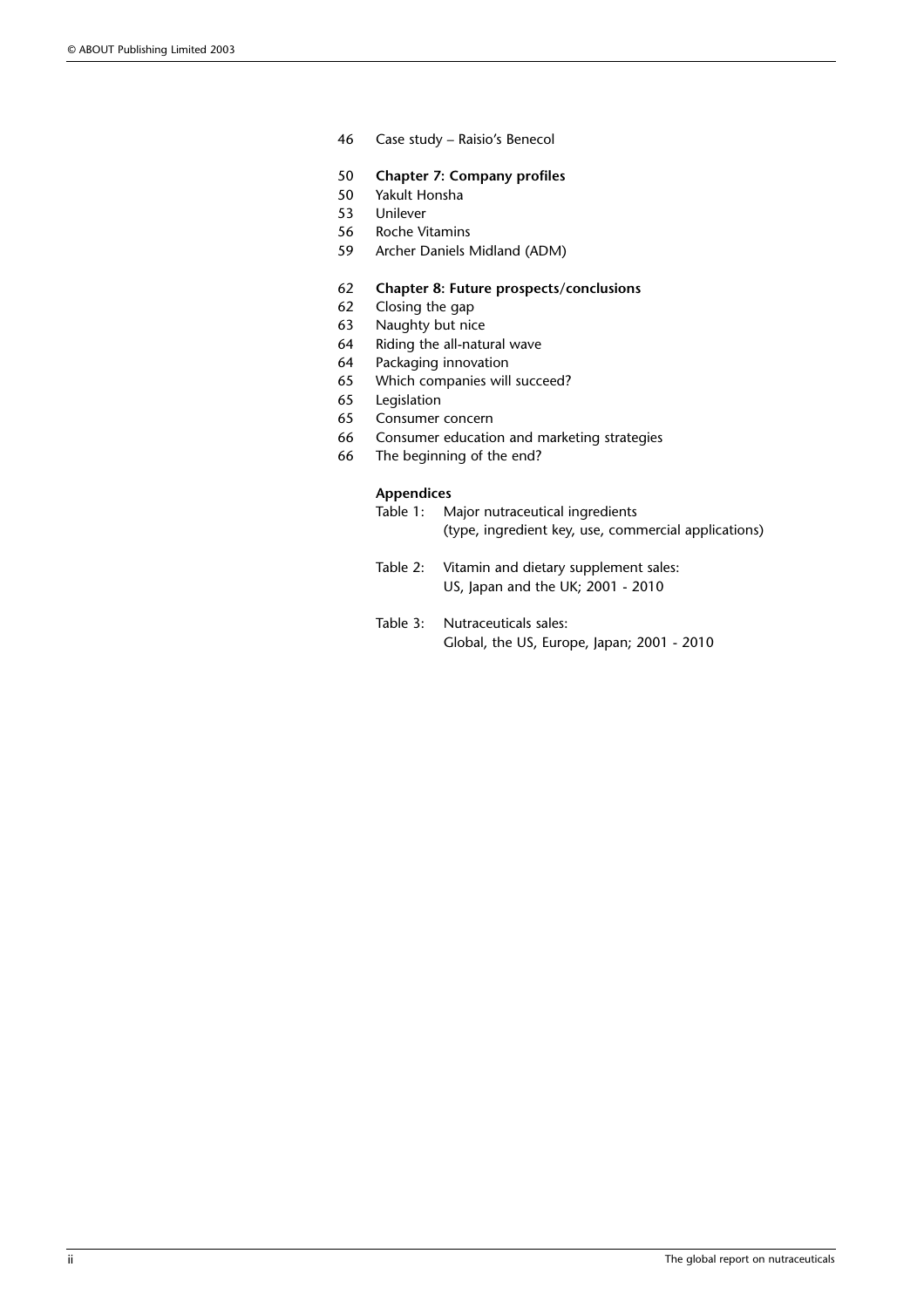46 Case study – Raisio's Benecol

50 **Chapter 7: Company profiles**
50 Yakult Honsha
53 Unilever
56 Roche Vitamins
59 Archer Daniels Midland (ADM)

62 **Chapter 8: Future prospects/conclusions**
62 Closing the gap
63 Naughty but nice
64 Riding the all-natural wave
64 Packaging innovation
65 Which companies will succeed?
65 Legislation
65 Consumer concern
66 Consumer education and marketing strategies
66 The beginning of the end?

**Appendices**

Table 1: Major nutraceutical ingredients
(type, ingredient key, use, commercial applications)

Table 2: Vitamin and dietary supplement sales:
US, Japan and the UK; 2001 - 2010

Table 3: Nutraceuticals sales:
Global, the US, Europe, Japan; 2001 - 2010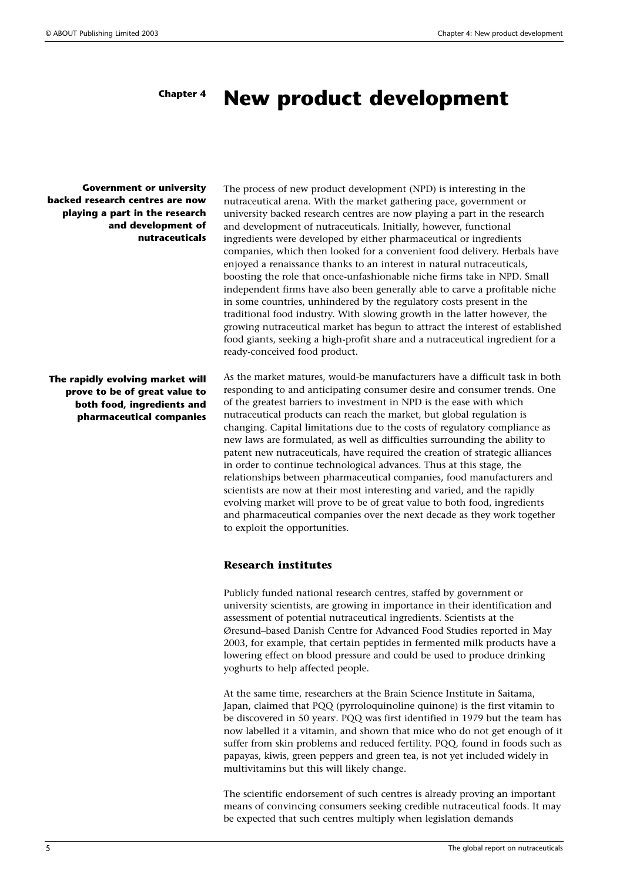**Chapter 4**

# New product development

**Government or university backed research centres are now playing a part in the research and development of nutraceuticals**

The process of new product development (NPD) is interesting in the nutraceutical arena. With the market gathering pace, government or university backed research centres are now playing a part in the research and development of nutraceuticals. Initially, however, functional ingredients were developed by either pharmaceutical or ingredients companies, which then looked for a convenient food delivery. Herbals have enjoyed a renaissance thanks to an interest in natural nutraceuticals, boosting the role that once-unfashionable niche firms take in NPD. Small independent firms have also been generally able to carve a profitable niche in some countries, unhindered by the regulatory costs present in the traditional food industry. With slowing growth in the latter however, the growing nutraceutical market has begun to attract the interest of established food giants, seeking a high-profit share and a nutraceutical ingredient for a ready-conceived food product.

**The rapidly evolving market will prove to be of great value to both food, ingredients and pharmaceutical companies**

As the market matures, would-be manufacturers have a difficult task in both responding to and anticipating consumer desire and consumer trends. One of the greatest barriers to investment in NPD is the ease with which nutraceutical products can reach the market, but global regulation is changing. Capital limitations due to the costs of regulatory compliance as new laws are formulated, as well as difficulties surrounding the ability to patent new nutraceuticals, have required the creation of strategic alliances in order to continue technological advances. Thus at this stage, the relationships between pharmaceutical companies, food manufacturers and scientists are now at their most interesting and varied, and the rapidly evolving market will prove to be of great value to both food, ingredients and pharmaceutical companies over the next decade as they work together to exploit the opportunities.

## Research institutes

Publicly funded national research centres, staffed by government or university scientists, are growing in importance in their identification and assessment of potential nutraceutical ingredients. Scientists at the Øresund–based Danish Centre for Advanced Food Studies reported in May 2003, for example, that certain peptides in fermented milk products have a lowering effect on blood pressure and could be used to produce drinking yoghurts to help affected people.

At the same time, researchers at the Brain Science Institute in Saitama, Japan, claimed that PQQ (pyrroloquinoline quinone) is the first vitamin to be discovered in 50 years[i]. PQQ was first identified in 1979 but the team has now labelled it a vitamin, and shown that mice who do not get enough of it suffer from skin problems and reduced fertility. PQQ, found in foods such as papayas, kiwis, green peppers and green tea, is not yet included widely in multivitamins but this will likely change.

The scientific endorsement of such centres is already proving an important means of convincing consumers seeking credible nutraceutical foods. It may be expected that such centres multiply when legislation demands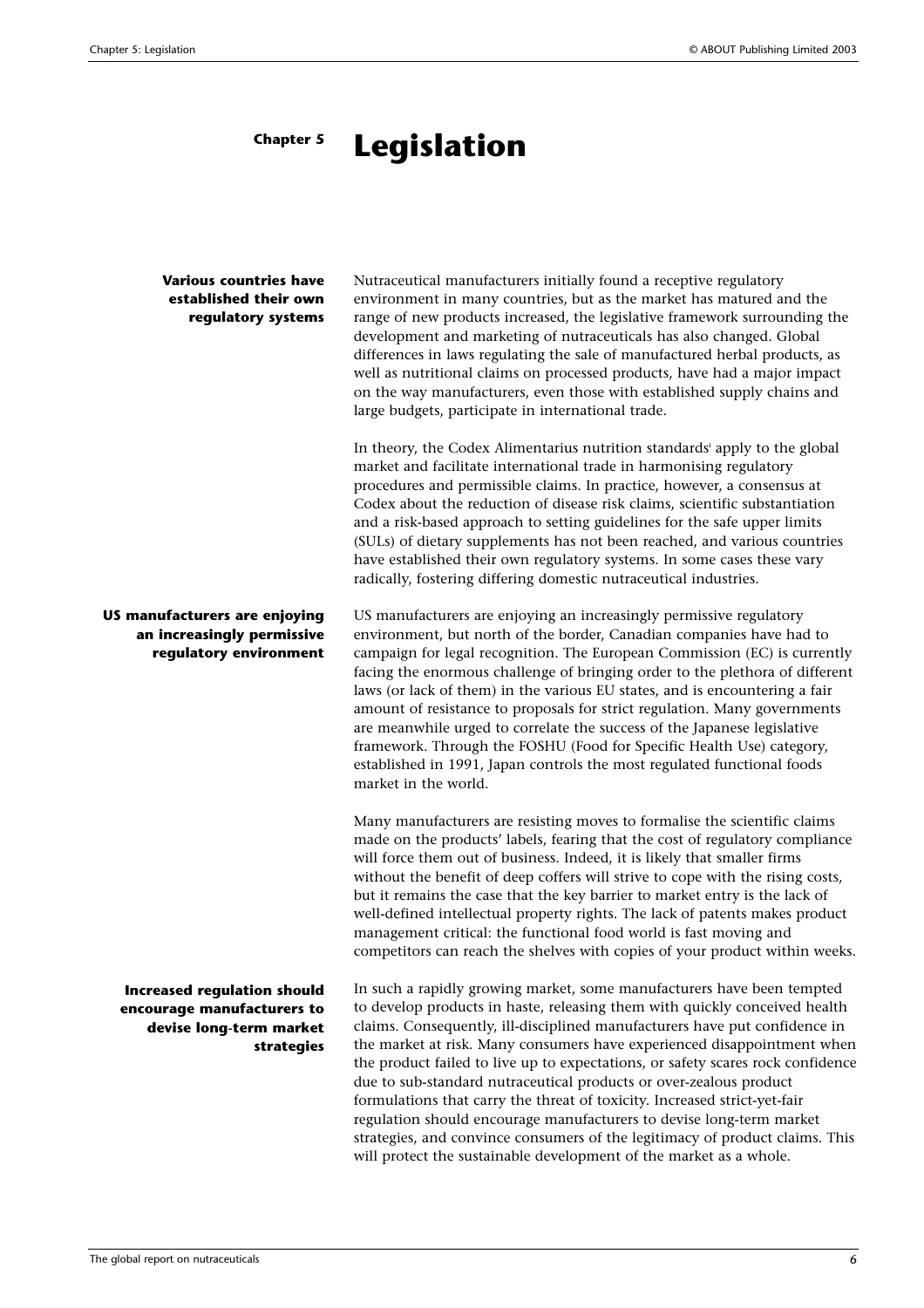# Chapter 5 Legislation

**Various countries have established their own regulatory systems**

Nutraceutical manufacturers initially found a receptive regulatory environment in many countries, but as the market has matured and the range of new products increased, the legislative framework surrounding the development and marketing of nutraceuticals has also changed. Global differences in laws regulating the sale of manufactured herbal products, as well as nutritional claims on processed products, have had a major impact on the way manufacturers, even those with established supply chains and large budgets, participate in international trade.

In theory, the Codex Alimentarius nutrition standards[i] apply to the global market and facilitate international trade in harmonising regulatory procedures and permissible claims. In practice, however, a consensus at Codex about the reduction of disease risk claims, scientific substantiation and a risk-based approach to setting guidelines for the safe upper limits (SULs) of dietary supplements has not been reached, and various countries have established their own regulatory systems. In some cases these vary radically, fostering differing domestic nutraceutical industries.

**US manufacturers are enjoying an increasingly permissive regulatory environment**

US manufacturers are enjoying an increasingly permissive regulatory environment, but north of the border, Canadian companies have had to campaign for legal recognition. The European Commission (EC) is currently facing the enormous challenge of bringing order to the plethora of different laws (or lack of them) in the various EU states, and is encountering a fair amount of resistance to proposals for strict regulation. Many governments are meanwhile urged to correlate the success of the Japanese legislative framework. Through the FOSHU (Food for Specific Health Use) category, established in 1991, Japan controls the most regulated functional foods market in the world.

Many manufacturers are resisting moves to formalise the scientific claims made on the products' labels, fearing that the cost of regulatory compliance will force them out of business. Indeed, it is likely that smaller firms without the benefit of deep coffers will strive to cope with the rising costs, but it remains the case that the key barrier to market entry is the lack of well-defined intellectual property rights. The lack of patents makes product management critical: the functional food world is fast moving and competitors can reach the shelves with copies of your product within weeks.

**Increased regulation should encourage manufacturers to devise long-term market strategies**

In such a rapidly growing market, some manufacturers have been tempted to develop products in haste, releasing them with quickly conceived health claims. Consequently, ill-disciplined manufacturers have put confidence in the market at risk. Many consumers have experienced disappointment when the product failed to live up to expectations, or safety scares rock confidence due to sub-standard nutraceutical products or over-zealous product formulations that carry the threat of toxicity. Increased strict-yet-fair regulation should encourage manufacturers to devise long-term market strategies, and convince consumers of the legitimacy of product claims. This will protect the sustainable development of the market as a whole.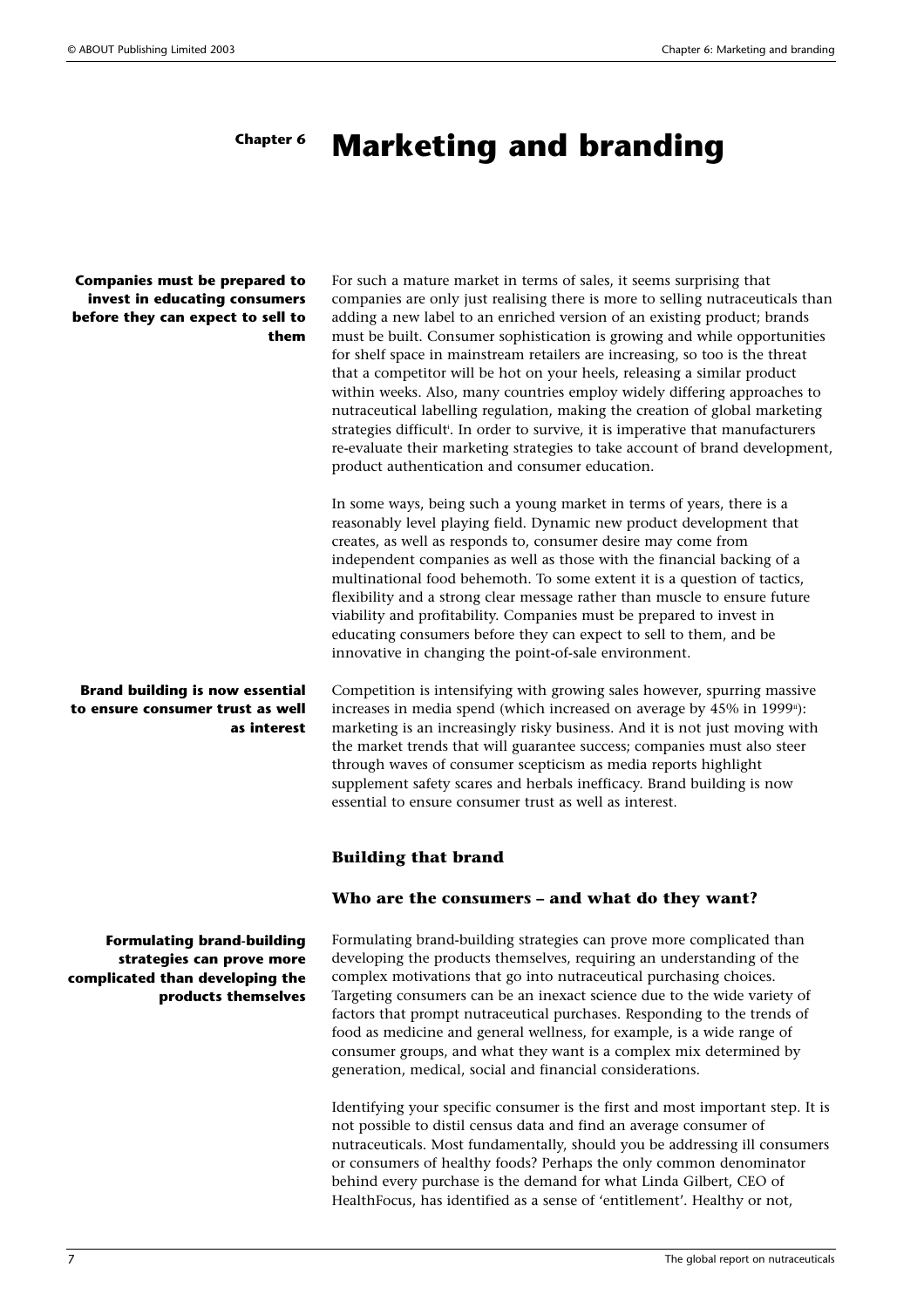# Chapter 6 Marketing and branding

**Companies must be prepared to invest in educating consumers before they can expect to sell to them**

For such a mature market in terms of sales, it seems surprising that companies are only just realising there is more to selling nutraceuticals than adding a new label to an enriched version of an existing product; brands must be built. Consumer sophistication is growing and while opportunities for shelf space in mainstream retailers are increasing, so too is the threat that a competitor will be hot on your heels, releasing a similar product within weeks. Also, many countries employ widely differing approaches to nutraceutical labelling regulation, making the creation of global marketing strategies difficult[i]. In order to survive, it is imperative that manufacturers re-evaluate their marketing strategies to take account of brand development, product authentication and consumer education.

In some ways, being such a young market in terms of years, there is a reasonably level playing field. Dynamic new product development that creates, as well as responds to, consumer desire may come from independent companies as well as those with the financial backing of a multinational food behemoth. To some extent it is a question of tactics, flexibility and a strong clear message rather than muscle to ensure future viability and profitability. Companies must be prepared to invest in educating consumers before they can expect to sell to them, and be innovative in changing the point-of-sale environment.

**Brand building is now essential to ensure consumer trust as well as interest**

Competition is intensifying with growing sales however, spurring massive increases in media spend (which increased on average by 45% in 1999[ii]): marketing is an increasingly risky business. And it is not just moving with the market trends that will guarantee success; companies must also steer through waves of consumer scepticism as media reports highlight supplement safety scares and herbals inefficacy. Brand building is now essential to ensure consumer trust as well as interest.

## Building that brand

### Who are the consumers – and what do they want?

**Formulating brand-building strategies can prove more complicated than developing the products themselves**

Formulating brand-building strategies can prove more complicated than developing the products themselves, requiring an understanding of the complex motivations that go into nutraceutical purchasing choices. Targeting consumers can be an inexact science due to the wide variety of factors that prompt nutraceutical purchases. Responding to the trends of food as medicine and general wellness, for example, is a wide range of consumer groups, and what they want is a complex mix determined by generation, medical, social and financial considerations.

Identifying your specific consumer is the first and most important step. It is not possible to distil census data and find an average consumer of nutraceuticals. Most fundamentally, should you be addressing ill consumers or consumers of healthy foods? Perhaps the only common denominator behind every purchase is the demand for what Linda Gilbert, CEO of HealthFocus, has identified as a sense of 'entitlement'. Healthy or not,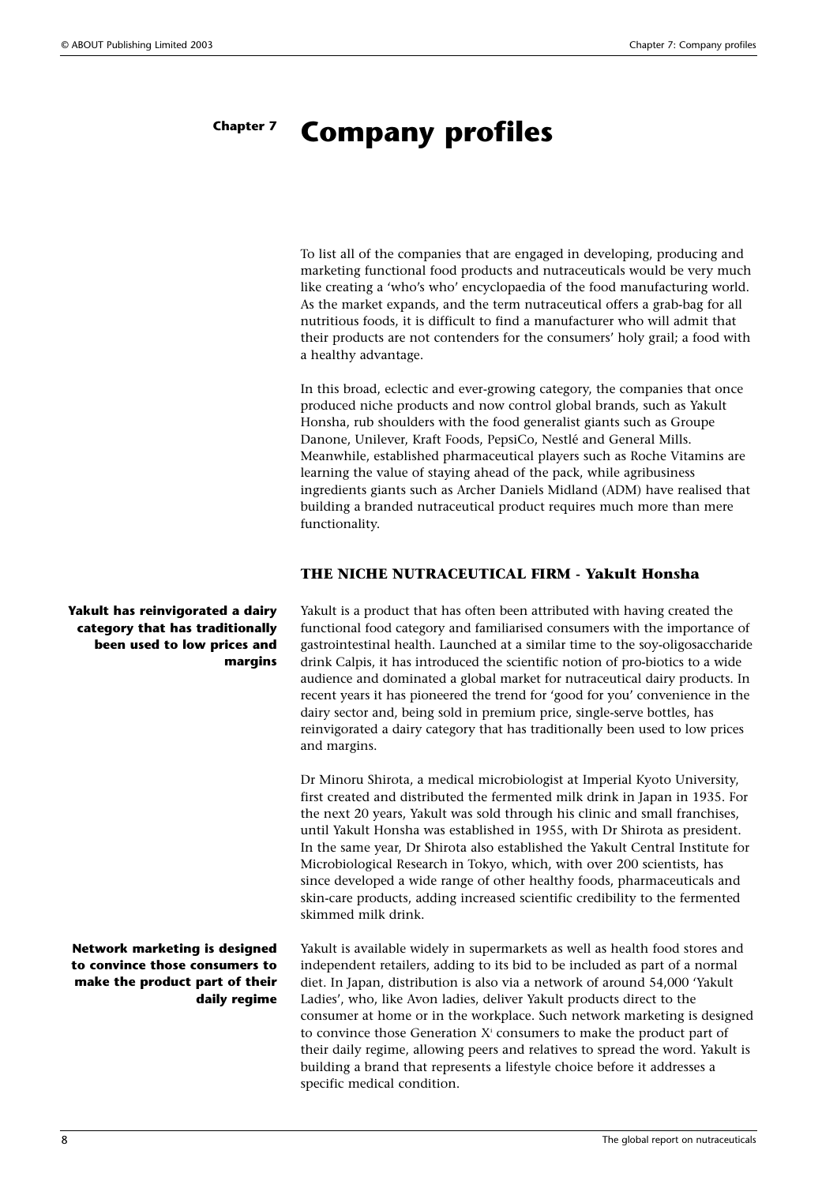# Chapter 7 Company profiles

To list all of the companies that are engaged in developing, producing and marketing functional food products and nutraceuticals would be very much like creating a 'who's who' encyclopaedia of the food manufacturing world. As the market expands, and the term nutraceutical offers a grab-bag for all nutritious foods, it is difficult to find a manufacturer who will admit that their products are not contenders for the consumers' holy grail; a food with a healthy advantage.

In this broad, eclectic and ever-growing category, the companies that once produced niche products and now control global brands, such as Yakult Honsha, rub shoulders with the food generalist giants such as Groupe Danone, Unilever, Kraft Foods, PepsiCo, Nestlé and General Mills. Meanwhile, established pharmaceutical players such as Roche Vitamins are learning the value of staying ahead of the pack, while agribusiness ingredients giants such as Archer Daniels Midland (ADM) have realised that building a branded nutraceutical product requires much more than mere functionality.

## THE NICHE NUTRACEUTICAL FIRM - Yakult Honsha

**Yakult has reinvigorated a dairy category that has traditionally been used to low prices and margins**

Yakult is a product that has often been attributed with having created the functional food category and familiarised consumers with the importance of gastrointestinal health. Launched at a similar time to the soy-oligosaccharide drink Calpis, it has introduced the scientific notion of pro-biotics to a wide audience and dominated a global market for nutraceutical dairy products. In recent years it has pioneered the trend for 'good for you' convenience in the dairy sector and, being sold in premium price, single-serve bottles, has reinvigorated a dairy category that has traditionally been used to low prices and margins.

Dr Minoru Shirota, a medical microbiologist at Imperial Kyoto University, first created and distributed the fermented milk drink in Japan in 1935. For the next 20 years, Yakult was sold through his clinic and small franchises, until Yakult Honsha was established in 1955, with Dr Shirota as president. In the same year, Dr Shirota also established the Yakult Central Institute for Microbiological Research in Tokyo, which, with over 200 scientists, has since developed a wide range of other healthy foods, pharmaceuticals and skin-care products, adding increased scientific credibility to the fermented skimmed milk drink.

**Network marketing is designed to convince those consumers to make the product part of their daily regime**

Yakult is available widely in supermarkets as well as health food stores and independent retailers, adding to its bid to be included as part of a normal diet. In Japan, distribution is also via a network of around 54,000 'Yakult Ladies', who, like Avon ladies, deliver Yakult products direct to the consumer at home or in the workplace. Such network marketing is designed to convince those Generation X[i] consumers to make the product part of their daily regime, allowing peers and relatives to spread the word. Yakult is building a brand that represents a lifestyle choice before it addresses a specific medical condition.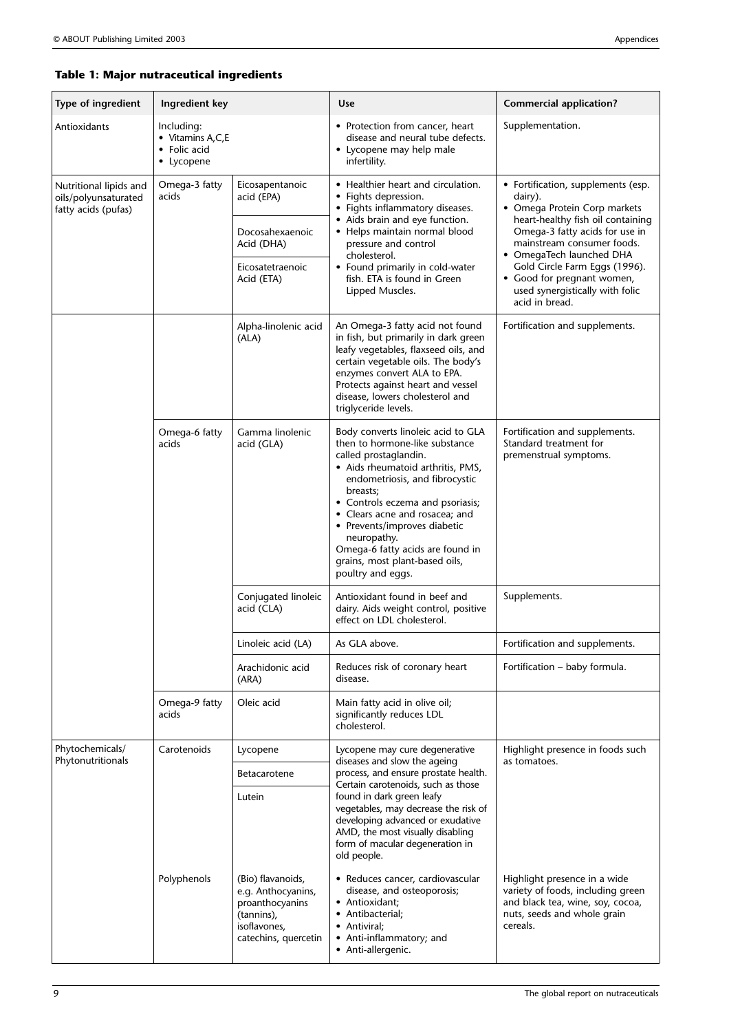**Table 1: Major nutraceutical ingredients**

| Type of ingredient | Ingredient key | | Use | Commercial application? |
|---|---|---|---|---|
| Antioxidants | Including:<br>• Vitamins A,C,E<br>• Folic acid<br>• Lycopene | | • Protection from cancer, heart disease and neural tube defects.<br>• Lycopene may help male infertility. | Supplementation. |
| Nutritional lipids and oils/polyunsaturated fatty acids (pufas) | Omega-3 fatty acids | Eicosapentanoic acid (EPA)<br><br>Docosahexaenoic Acid (DHA)<br><br>Eicosatetraenoic Acid (ETA) | • Healthier heart and circulation.<br>• Fights depression.<br>• Fights inflammatory diseases.<br>• Aids brain and eye function.<br>• Helps maintain normal blood pressure and control cholesterol.<br>• Found primarily in cold-water fish. ETA is found in Green Lipped Muscles. | • Fortification, supplements (esp. dairy).<br>• Omega Protein Corp markets heart-healthy fish oil containing Omega-3 fatty acids for use in mainstream consumer foods.<br>• OmegaTech launched DHA Gold Circle Farm Eggs (1996).<br>• Good for pregnant women, used synergistically with folic acid in bread. |
| | | Alpha-linolenic acid (ALA) | An Omega-3 fatty acid not found in fish, but primarily in dark green leafy vegetables, flaxseed oils, and certain vegetable oils. The body's enzymes convert ALA to EPA. Protects against heart and vessel disease, lowers cholesterol and triglyceride levels. | Fortification and supplements. |
| | Omega-6 fatty acids | Gamma linolenic acid (GLA) | Body converts linoleic acid to GLA then to hormone-like substance called prostaglandin.<br>• Aids rheumatoid arthritis, PMS, endometriosis, and fibrocystic breasts;<br>• Controls eczema and psoriasis;<br>• Clears acne and rosacea; and<br>• Prevents/improves diabetic neuropathy.<br>Omega-6 fatty acids are found in grains, most plant-based oils, poultry and eggs. | Fortification and supplements. Standard treatment for premenstrual symptoms. |
| | | Conjugated linoleic acid (CLA) | Antioxidant found in beef and dairy. Aids weight control, positive effect on LDL cholesterol. | Supplements. |
| | | Linoleic acid (LA) | As GLA above. | Fortification and supplements. |
| | | Arachidonic acid (ARA) | Reduces risk of coronary heart disease. | Fortification – baby formula. |
| | Omega-9 fatty acids | Oleic acid | Main fatty acid in olive oil; significantly reduces LDL cholesterol. | |
| Phytochemicals/ Phytonutritionals | Carotenoids | Lycopene<br><br>Betacarotene<br><br>Lutein | Lycopene may cure degenerative diseases and slow the ageing process, and ensure prostate health. Certain carotenoids, such as those found in dark green leafy vegetables, may decrease the risk of developing advanced or exudative AMD, the most visually disabling form of macular degeneration in old people. | Highlight presence in foods such as tomatoes. |
| | Polyphenols | (Bio) flavanoids, e.g. Anthocyanins, proanthocyanins (tannins), isoflavones, catechins, quercetin | • Reduces cancer, cardiovascular disease, and osteoporosis;<br>• Antioxidant;<br>• Antibacterial;<br>• Antiviral;<br>• Anti-inflammatory; and<br>• Anti-allergenic. | Highlight presence in a wide variety of foods, including green and black tea, wine, soy, cocoa, nuts, seeds and whole grain cereals. |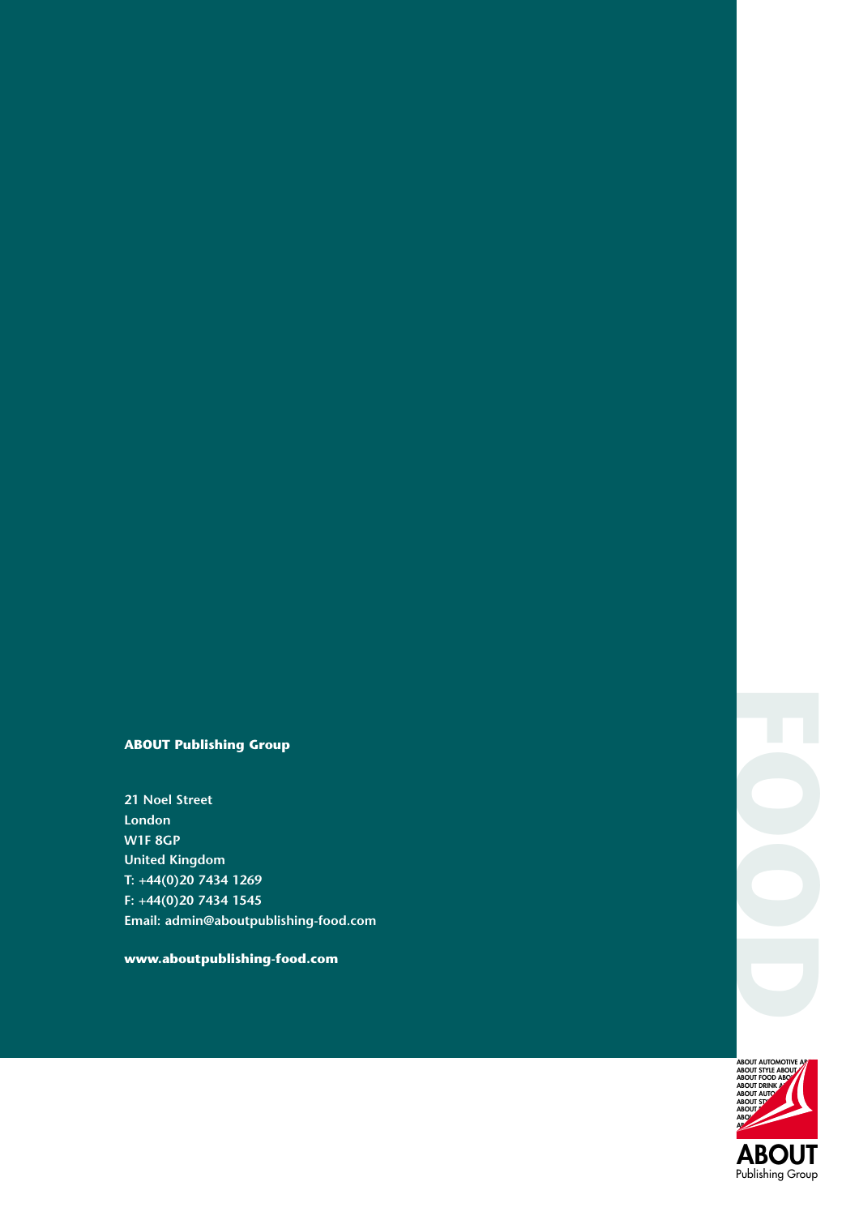**ABOUT Publishing Group**

21 Noel Street
London
W1F 8GP
United Kingdom
T: +44(0)20 7434 1269
F: +44(0)20 7434 1545
Email: admin@aboutpublishing-food.com

**www.aboutpublishing-food.com**

FOOD

ABOUT
Publishing Group